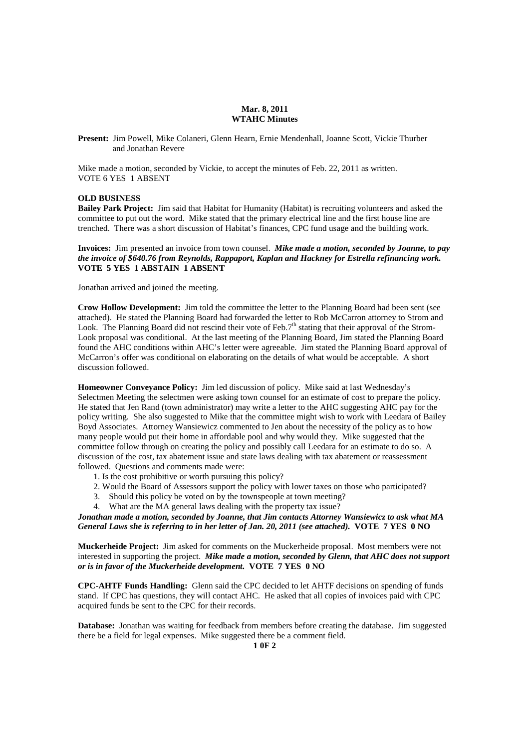**Mar. 8, 2011**
**WTAHC Minutes**

**Present:** Jim Powell, Mike Colaneri, Glenn Hearn, Ernie Mendenhall, Joanne Scott, Vickie Thurber and Jonathan Revere

Mike made a motion, seconded by Vickie, to accept the minutes of Feb. 22, 2011 as written.
VOTE 6 YES 1 ABSENT

**OLD BUSINESS**

**Bailey Park Project:** Jim said that Habitat for Humanity (Habitat) is recruiting volunteers and asked the committee to put out the word. Mike stated that the primary electrical line and the first house line are trenched. There was a short discussion of Habitat's finances, CPC fund usage and the building work.

**Invoices:** Jim presented an invoice from town counsel. ***Mike made a motion, seconded by Joanne, to pay the invoice of $640.76 from Reynolds, Rappaport, Kaplan and Hackney for Estrella refinancing work.* VOTE 5 YES 1 ABSTAIN 1 ABSENT**

Jonathan arrived and joined the meeting.

**Crow Hollow Development:** Jim told the committee the letter to the Planning Board had been sent (see attached). He stated the Planning Board had forwarded the letter to Rob McCarron attorney to Strom and Look. The Planning Board did not rescind their vote of Feb.7th stating that their approval of the Strom-Look proposal was conditional. At the last meeting of the Planning Board, Jim stated the Planning Board found the AHC conditions within AHC's letter were agreeable. Jim stated the Planning Board approval of McCarron's offer was conditional on elaborating on the details of what would be acceptable. A short discussion followed.

**Homeowner Conveyance Policy:** Jim led discussion of policy. Mike said at last Wednesday's Selectmen Meeting the selectmen were asking town counsel for an estimate of cost to prepare the policy. He stated that Jen Rand (town administrator) may write a letter to the AHC suggesting AHC pay for the policy writing. She also suggested to Mike that the committee might wish to work with Leedara of Bailey Boyd Associates. Attorney Wansiewicz commented to Jen about the necessity of the policy as to how many people would put their home in affordable pool and why would they. Mike suggested that the committee follow through on creating the policy and possibly call Leedara for an estimate to do so. A discussion of the cost, tax abatement issue and state laws dealing with tax abatement or reassessment followed. Questions and comments made were:

1. Is the cost prohibitive or worth pursuing this policy?
2. Would the Board of Assessors support the policy with lower taxes on those who participated?
3. Should this policy be voted on by the townspeople at town meeting?
4. What are the MA general laws dealing with the property tax issue?

***Jonathan made a motion, seconded by Joanne, that Jim contacts Attorney Wansiewicz to ask what MA General Laws she is referring to in her letter of Jan. 20, 2011 (see attached).* VOTE 7 YES 0 NO**

**Muckerheide Project:** Jim asked for comments on the Muckerheide proposal. Most members were not interested in supporting the project. ***Mike made a motion, seconded by Glenn, that AHC does not support or is in favor of the Muckerheide development.* VOTE 7 YES 0 NO**

**CPC-AHTF Funds Handling:** Glenn said the CPC decided to let AHTF decisions on spending of funds stand. If CPC has questions, they will contact AHC. He asked that all copies of invoices paid with CPC acquired funds be sent to the CPC for their records.

**Database:** Jonathan was waiting for feedback from members before creating the database. Jim suggested there be a field for legal expenses. Mike suggested there be a comment field.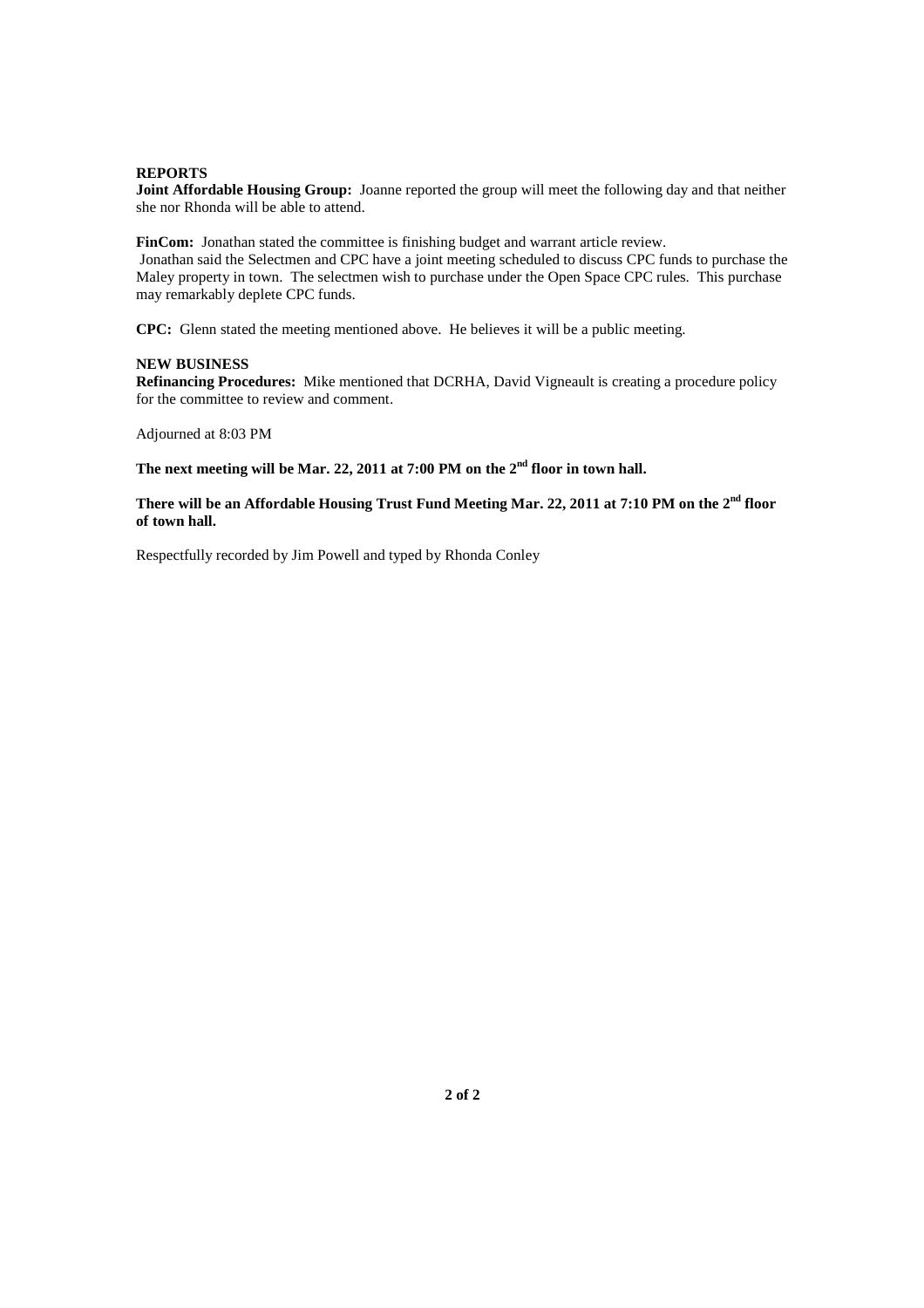**REPORTS**

**Joint Affordable Housing Group:** Joanne reported the group will meet the following day and that neither she nor Rhonda will be able to attend.

**FinCom:** Jonathan stated the committee is finishing budget and warrant article review.
Jonathan said the Selectmen and CPC have a joint meeting scheduled to discuss CPC funds to purchase the Maley property in town. The selectmen wish to purchase under the Open Space CPC rules. This purchase may remarkably deplete CPC funds.

**CPC:** Glenn stated the meeting mentioned above. He believes it will be a public meeting.

**NEW BUSINESS**

**Refinancing Procedures:** Mike mentioned that DCRHA, David Vigneault is creating a procedure policy for the committee to review and comment.

Adjourned at 8:03 PM

**The next meeting will be Mar. 22, 2011 at 7:00 PM on the 2nd floor in town hall.**

**There will be an Affordable Housing Trust Fund Meeting Mar. 22, 2011 at 7:10 PM on the 2nd floor of town hall.**

Respectfully recorded by Jim Powell and typed by Rhonda Conley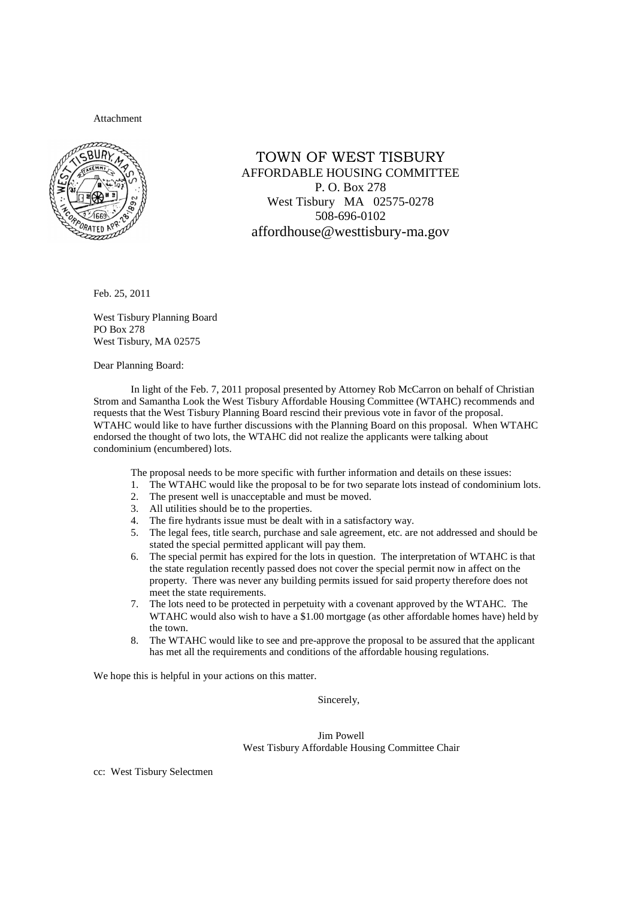Attachment

# TOWN OF WEST TISBURY

AFFORDABLE HOUSING COMMITTEE
P. O. Box 278
West Tisbury MA 02575-0278
508-696-0102
affordhouse@westtisbury-ma.gov

Feb. 25, 2011

West Tisbury Planning Board
PO Box 278
West Tisbury, MA 02575

Dear Planning Board:

In light of the Feb. 7, 2011 proposal presented by Attorney Rob McCarron on behalf of Christian Strom and Samantha Look the West Tisbury Affordable Housing Committee (WTAHC) recommends and requests that the West Tisbury Planning Board rescind their previous vote in favor of the proposal. WTAHC would like to have further discussions with the Planning Board on this proposal. When WTAHC endorsed the thought of two lots, the WTAHC did not realize the applicants were talking about condominium (encumbered) lots.

The proposal needs to be more specific with further information and details on these issues:

1. The WTAHC would like the proposal to be for two separate lots instead of condominium lots.
2. The present well is unacceptable and must be moved.
3. All utilities should be to the properties.
4. The fire hydrants issue must be dealt with in a satisfactory way.
5. The legal fees, title search, purchase and sale agreement, etc. are not addressed and should be stated the special permitted applicant will pay them.
6. The special permit has expired for the lots in question. The interpretation of WTAHC is that the state regulation recently passed does not cover the special permit now in affect on the property. There was never any building permits issued for said property therefore does not meet the state requirements.
7. The lots need to be protected in perpetuity with a covenant approved by the WTAHC. The WTAHC would also wish to have a $1.00 mortgage (as other affordable homes have) held by the town.
8. The WTAHC would like to see and pre-approve the proposal to be assured that the applicant has met all the requirements and conditions of the affordable housing regulations.

We hope this is helpful in your actions on this matter.

Sincerely,

Jim Powell
West Tisbury Affordable Housing Committee Chair

cc: West Tisbury Selectmen